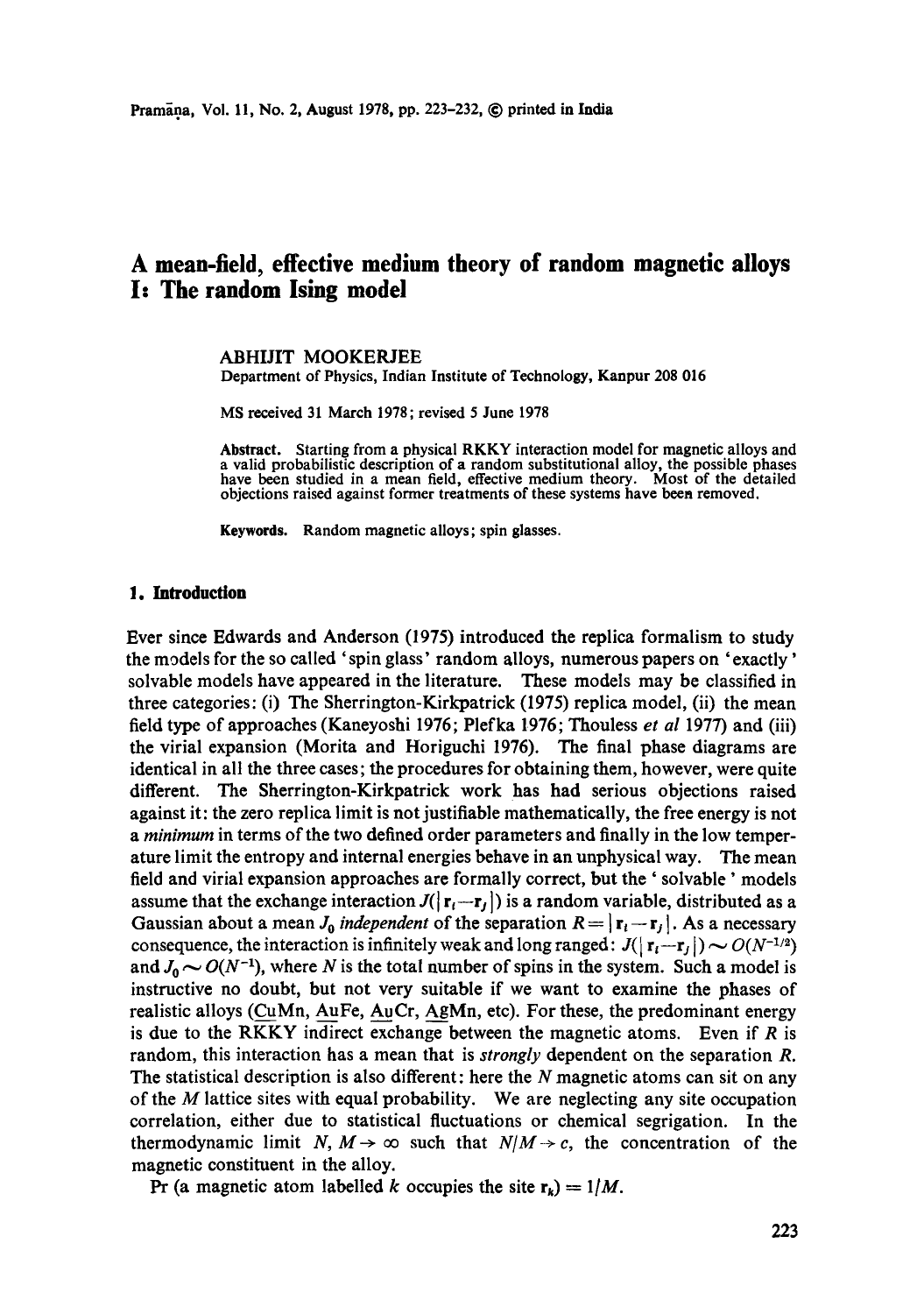# A mean-field, effective medium theory of random magnetic alloys I: The random Ising model

ABHIJIT MOOKERJEE

Department of Physics, Indian Institute of Technology, Kanpur 208 016

MS received 31 March 1978; revised 5 June 1978

**Abstract.** Starting from a physical RKKY interaction model for magnetic alloys and a valid probabilistic description of a random substitutional alloy, the possible phases have been studied in a mean field, effective medium theory. Most of the detailed objections raised against former treatments of these systems have been removed.

**Keywords.** Random magnetic alloys; spin glasses.

## 1. Introduction

Ever since Edwards and Anderson (1975) introduced the replica formalism to study the models for the so called 'spin glass' random alloys, numerous papers on 'exactly' solvable models have appeared in the literature. These models may be classified in three categories: (i) The Sherrington-Kirkpatrick (1975) replica model, (ii) the mean field type of approaches (Kaneyoshi 1976; Plefka 1976; Thouless *et al* 1977) and (iii) the virial expansion (Morita and Horiguchi 1976). The final phase diagrams are identical in all the three cases; the procedures for obtaining them, however, were quite different. The Sherrington-Kirkpatrick work has had serious objections raised against it: the zero replica limit is not justifiable mathematically, the free energy is not a *minimum* in terms of the two defined order parameters and finally in the low temperature limit the entropy and internal energies behave in an unphysical way. The mean field and virial expansion approaches are formally correct, but the 'solvable' models assume that the exchange interaction $J(|\mathbf{r}_i - \mathbf{r}_j|)$ is a random variable, distributed as a Gaussian about a mean $J_0$ *independent* of the separation $R = |\mathbf{r}_i - \mathbf{r}_j|$. As a necessary consequence, the interaction is infinitely weak and long ranged: $J(|\mathbf{r}_i - \mathbf{r}_j|) \sim O(N^{-1/2})$ and $J_0 \sim O(N^{-1})$, where $N$ is the total number of spins in the system. Such a model is instructive no doubt, but not very suitable if we want to examine the phases of realistic alloys (<u>Cu</u>Mn, <u>Au</u>Fe, <u>Au</u>Cr, <u>Ag</u>Mn, etc). For these, the predominant energy is due to the RKKY indirect exchange between the magnetic atoms. Even if $R$ is random, this interaction has a mean that is *strongly* dependent on the separation $R$. The statistical description is also different: here the $N$ magnetic atoms can sit on any of the $M$ lattice sites with equal probability. We are neglecting any site occupation correlation, either due to statistical fluctuations or chemical segrigation. In the thermodynamic limit $N, M \to \infty$ such that $N/M \to c$, the concentration of the magnetic constituent in the alloy.

Pr (a magnetic atom labelled $k$ occupies the site $\mathbf{r}_k$) $= 1/M$.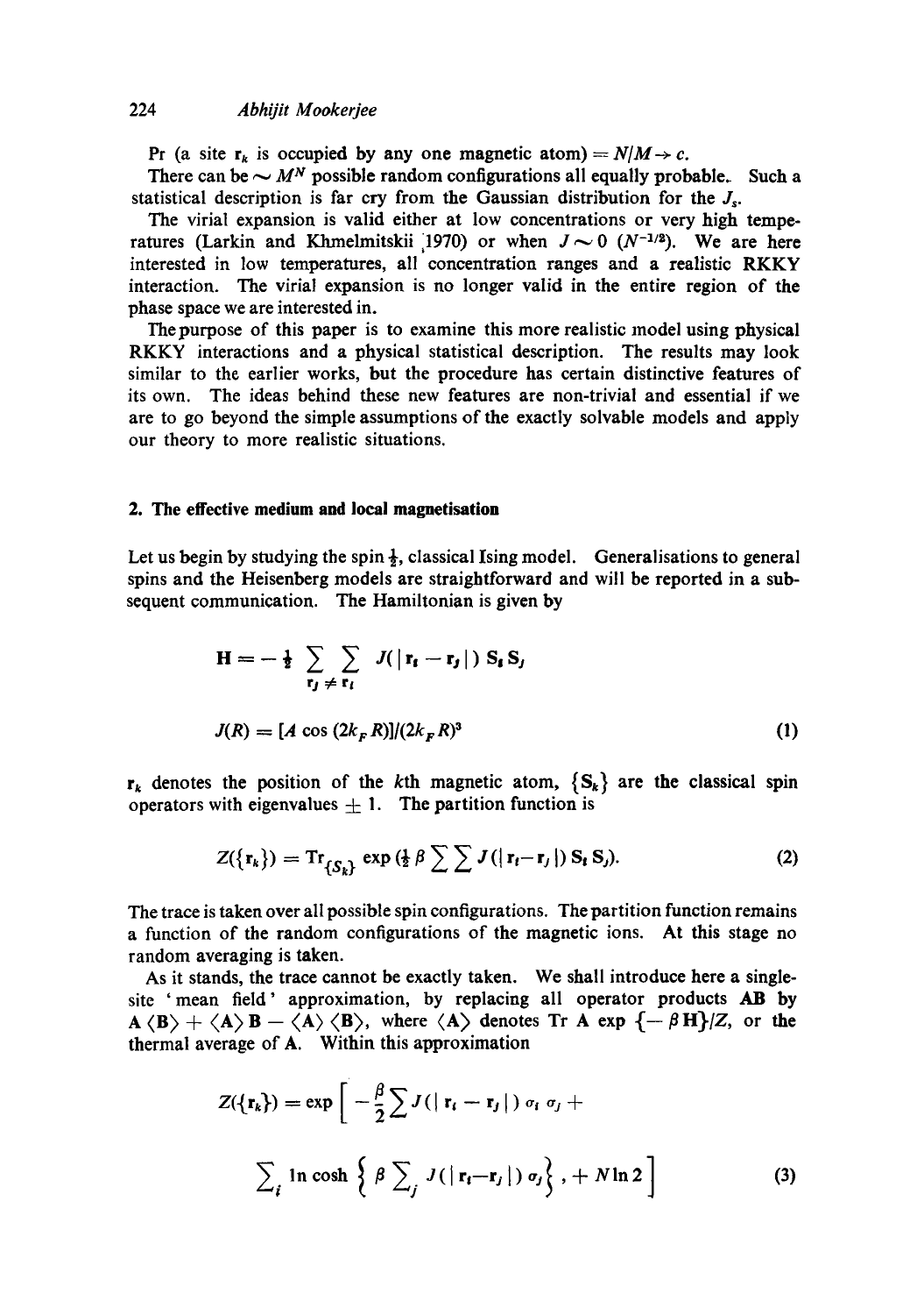Pr (a site $\mathbf{r}_k$ is occupied by any one magnetic atom) $= N/M \rightarrow c$.

There can be $\sim M^N$ possible random configurations all equally probable. Such a statistical description is far cry from the Gaussian distribution for the $J_s$.

The virial expansion is valid either at low concentrations or very high temperatures (Larkin and Khmelmitskii 1970) or when $J \sim 0$ $(N^{-1/2})$. We are here interested in low temperatures, all concentration ranges and a realistic RKKY interaction. The virial expansion is no longer valid in the entire region of the phase space we are interested in.

The purpose of this paper is to examine this more realistic model using physical RKKY interactions and a physical statistical description. The results may look similar to the earlier works, but the procedure has certain distinctive features of its own. The ideas behind these new features are non-trivial and essential if we are to go beyond the simple assumptions of the exactly solvable models and apply our theory to more realistic situations.

## 2. The effective medium and local magnetisation

Let us begin by studying the spin $\frac{1}{2}$, classical Ising model. Generalisations to general spins and the Heisenberg models are straightforward and will be reported in a subsequent communication. The Hamiltonian is given by

$$\mathbf{H} = -\tfrac{1}{2} \sum_{\mathbf{r}_j \neq \mathbf{r}_i} \sum J(|\mathbf{r}_i - \mathbf{r}_j|)\, \mathbf{S}_i \mathbf{S}_j$$

$$J(R) = [A \cos (2k_F R)]/(2k_F R)^3 \tag{1}$$

$\mathbf{r}_k$ denotes the position of the $k$th magnetic atom, $\{\mathbf{S}_k\}$ are the classical spin operators with eigenvalues $\pm 1$. The partition function is

$$Z(\{\mathbf{r}_k\}) = \mathrm{Tr}_{\{S_k\}} \exp \left(\tfrac{1}{2} \beta \sum \sum J(|\mathbf{r}_i - \mathbf{r}_j|)\, \mathbf{S}_i \mathbf{S}_j\right). \tag{2}$$

The trace is taken over all possible spin configurations. The partition function remains a function of the random configurations of the magnetic ions. At this stage no random averaging is taken.

As it stands, the trace cannot be exactly taken. We shall introduce here a single-site 'mean field' approximation, by replacing all operator products $\mathbf{AB}$ by $\mathbf{A}\langle\mathbf{B}\rangle + \langle\mathbf{A}\rangle\mathbf{B} - \langle\mathbf{A}\rangle\langle\mathbf{B}\rangle$, where $\langle\mathbf{A}\rangle$ denotes $\mathrm{Tr}\, \mathbf{A} \exp\{-\beta \mathbf{H}\}/Z$, or the thermal average of $\mathbf{A}$. Within this approximation

$$Z(\{\mathbf{r}_k\}) = \exp \Big[ -\frac{\beta}{2} \sum J(|\mathbf{r}_i - \mathbf{r}_j|)\, \sigma_i \sigma_j + \sum_i \ln \cosh \Big\{ \beta \sum_j J(|\mathbf{r}_i - \mathbf{r}_j|)\, \sigma_j \Big\}, + N \ln 2 \Big] \tag{3}$$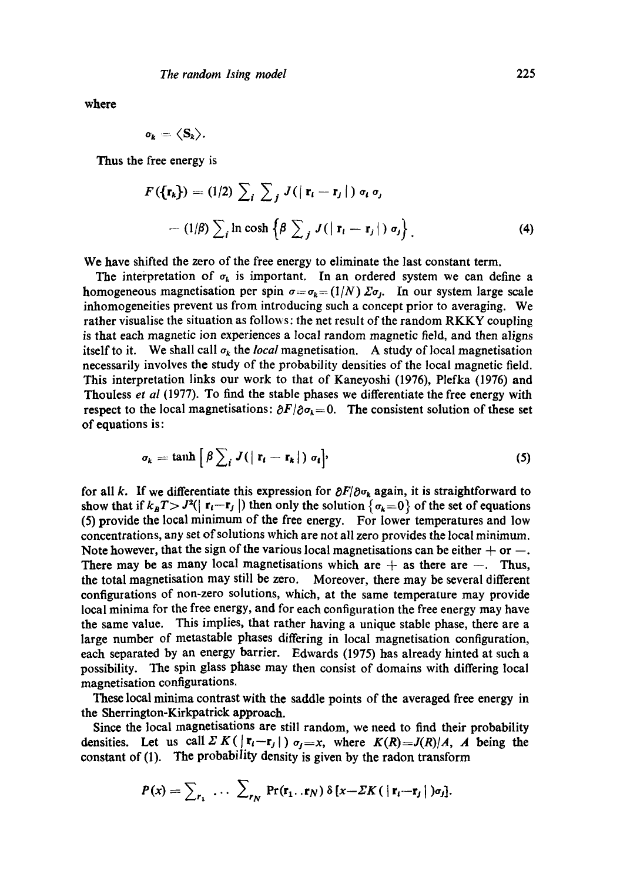where

$$\sigma_k = \langle \mathbf{S}_k \rangle.$$

Thus the free energy is

$$F(\{\mathbf{r}_k\}) = (1/2) \sum_i \sum_j J(|\mathbf{r}_i - \mathbf{r}_j|)\, \sigma_i \sigma_j$$

$$- (1/\beta) \sum_i \ln \cosh \left\{ \beta \sum_j J(|\mathbf{r}_i - \mathbf{r}_j|)\, \sigma_j \right\}. \tag{4}$$

We have shifted the zero of the free energy to eliminate the last constant term.

The interpretation of $\sigma_k$ is important. In an ordered system we can define a homogeneous magnetisation per spin $\sigma = \sigma_k = (1/N)\, \Sigma \sigma_j$. In our system large scale inhomogeneities prevent us from introducing such a concept prior to averaging. We rather visualise the situation as follows: the net result of the random RKKY coupling is that each magnetic ion experiences a local random magnetic field, and then aligns itself to it. We shall call $\sigma_k$ the *local* magnetisation. A study of local magnetisation necessarily involves the study of the probability densities of the local magnetic field. This interpretation links our work to that of Kaneyoshi (1976), Plefka (1976) and Thouless *et al* (1977). To find the stable phases we differentiate the free energy with respect to the local magnetisations: $\partial F/\partial \sigma_k = 0$. The consistent solution of these set of equations is:

$$\sigma_k = \tanh \left[ \beta \sum_i J(|\mathbf{r}_i - \mathbf{r}_k|)\, \sigma_i \right], \tag{5}$$

for all $k$. If we differentiate this expression for $\partial F/\partial \sigma_k$ again, it is straightforward to show that if $k_B T > J^2(|\mathbf{r}_i - \mathbf{r}_j|)$ then only the solution $\{\sigma_k = 0\}$ of the set of equations (5) provide the local minimum of the free energy. For lower temperatures and low concentrations, any set of solutions which are not all zero provides the local minimum. Note however, that the sign of the various local magnetisations can be either + or −. There may be as many local magnetisations which are + as there are −. Thus, the total magnetisation may still be zero. Moreover, there may be several different configurations of non-zero solutions, which, at the same temperature may provide local minima for the free energy, and for each configuration the free energy may have the same value. This implies, that rather having a unique stable phase, there are a large number of metastable phases differing in local magnetisation configuration, each separated by an energy barrier. Edwards (1975) has already hinted at such a possibility. The spin glass phase may then consist of domains with differing local magnetisation configurations.

These local minima contrast with the saddle points of the averaged free energy in the Sherrington-Kirkpatrick approach.

Since the local magnetisations are still random, we need to find their probability densities. Let us call $\Sigma K(|\mathbf{r}_i - \mathbf{r}_j|)\, \sigma_j = x$, where $K(R) = J(R)/A$, $A$ being the constant of (1). The probability density is given by the radon transform

$$P(x) = \sum_{r_1} \ldots \sum_{r_N} \Pr(\mathbf{r}_1 \ldots \mathbf{r}_N)\, \delta\left[x - \Sigma K(|\mathbf{r}_i - \mathbf{r}_j|)\sigma_j\right].$$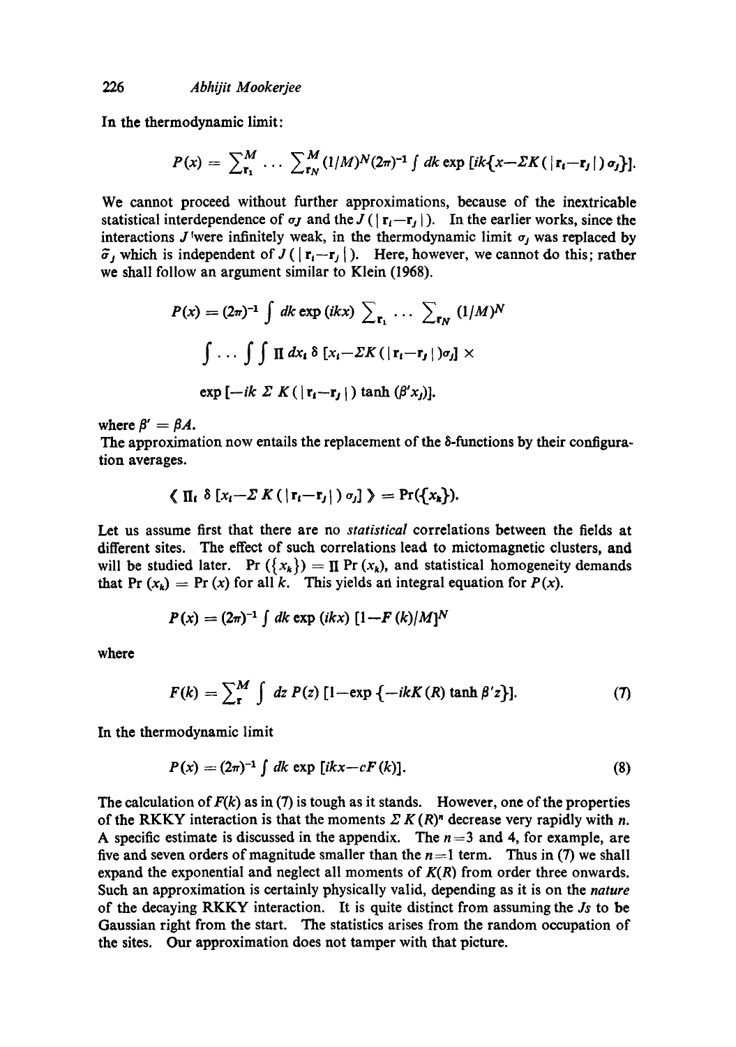In the thermodynamic limit:

$$P(x) = \sum_{\mathbf{r}_1}^{M} \cdots \sum_{\mathbf{r}_N}^{M} (1/M)^N (2\pi)^{-1} \int dk \exp\,[ik\{x - \Sigma K(|\mathbf{r}_i - \mathbf{r}_j|)\,\sigma_j\}].$$

We cannot proceed without further approximations, because of the inextricable statistical interdependence of $\sigma_J$ and the $J(|\mathbf{r}_i - \mathbf{r}_j|)$. In the earlier works, since the interactions $J$ were infinitely weak, in the thermodynamic limit $\sigma_j$ was replaced by $\bar{\sigma}_j$ which is independent of $J(|\mathbf{r}_i - \mathbf{r}_j|)$. Here, however, we cannot do this; rather we shall follow an argument similar to Klein (1968).

$$P(x) = (2\pi)^{-1} \int dk \exp(ikx) \sum_{\mathbf{r}_1} \cdots \sum_{\mathbf{r}_N} (1/M)^N$$

$$\int \cdots \int \int \Pi\, dx_i\, \delta\,[x_i - \Sigma K(|\mathbf{r}_i - \mathbf{r}_j|)\sigma_j] \times$$

$$\exp\,[-ik\, \Sigma\, K(|\mathbf{r}_i - \mathbf{r}_j|) \tanh(\beta' x_j)].$$

where $\beta' = \beta A$.

The approximation now entails the replacement of the $\delta$-functions by their configuration averages.

$$\langle\, \Pi_i\, \delta\,[x_i - \Sigma\, K(|\mathbf{r}_i - \mathbf{r}_j|)\,\sigma_j]\,\rangle = \Pr(\{x_k\}).$$

Let us assume first that there are no *statistical* correlations between the fields at different sites. The effect of such correlations lead to mictomagnetic clusters, and will be studied later. $\Pr(\{x_k\}) = \Pi \Pr(x_k)$, and statistical homogeneity demands that $\Pr(x_k) = \Pr(x)$ for all $k$. This yields an integral equation for $P(x)$.

$$P(x) = (2\pi)^{-1} \int dk \exp(ikx)\, [1 - F(k)/M]^N$$

where

$$F(k) = \sum_{\mathbf{r}}^{M} \int dz\, P(z)\,[1 - \exp\{-ikK(R) \tanh \beta' z\}]. \tag{7}$$

In the thermodynamic limit

$$P(x) = (2\pi)^{-1} \int dk \exp\,[ikx - cF(k)]. \tag{8}$$

The calculation of $F(k)$ as in (7) is tough as it stands. However, one of the properties of the RKKY interaction is that the moments $\Sigma\, K(R)^n$ decrease very rapidly with $n$. A specific estimate is discussed in the appendix. The $n=3$ and 4, for example, are five and seven orders of magnitude smaller than the $n=1$ term. Thus in (7) we shall expand the exponential and neglect all moments of $K(R)$ from order three onwards. Such an approximation is certainly physically valid, depending as it is on the *nature* of the decaying RKKY interaction. It is quite distinct from assuming the $J$s to be Gaussian right from the start. The statistics arises from the random occupation of the sites. Our approximation does not tamper with that picture.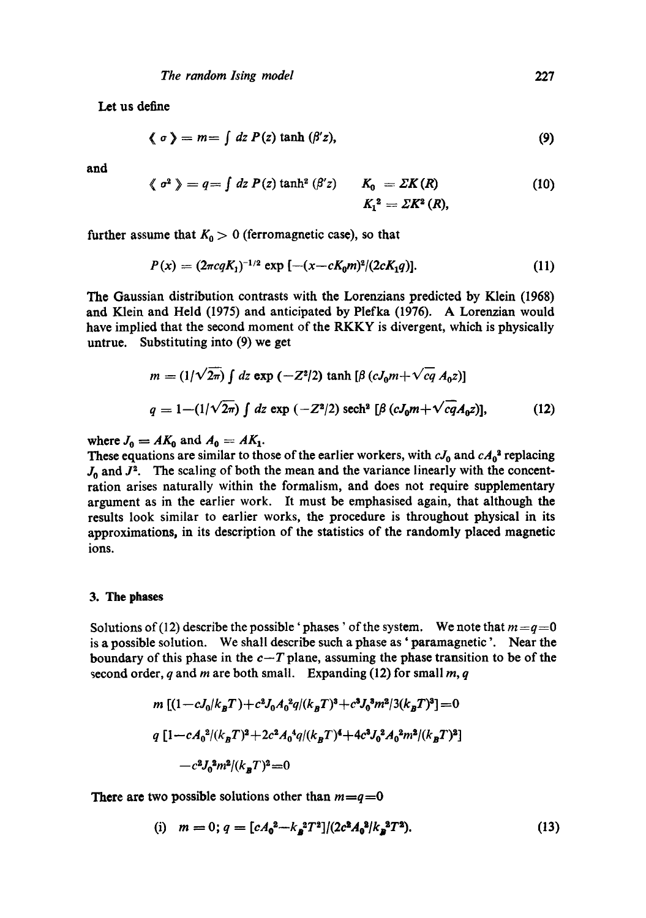Let us define

$$\langle \sigma \rangle = m = \int dz\, P(z) \tanh(\beta' z), \tag{9}$$

and

$$\langle \sigma^2 \rangle = q = \int dz\, P(z) \tanh^2(\beta' z) \qquad K_0 = \Sigma K(R) \tag{10}$$
$$K_1^2 = \Sigma K^2(R),$$

further assume that $K_0 > 0$ (ferromagnetic case), so that

$$P(x) = (2\pi c q K_1)^{-1/2} \exp\left[-(x - cK_0 m)^2/(2cK_1 q)\right]. \tag{11}$$

The Gaussian distribution contrasts with the Lorenzians predicted by Klein (1968) and Klein and Held (1975) and anticipated by Plefka (1976). A Lorenzian would have implied that the second moment of the RKKY is divergent, which is physically untrue. Substituting into (9) we get

$$m = (1/\sqrt{2\pi}) \int dz \exp(-Z^2/2) \tanh\left[\beta\left(cJ_0 m + \sqrt{cq}\, A_0 z\right)\right]$$

$$q = 1 - (1/\sqrt{2\pi}) \int dz \exp(-Z^2/2) \operatorname{sech}^2\left[\beta\left(cJ_0 m + \sqrt{cq} A_0 z\right)\right], \tag{12}$$

where $J_0 = AK_0$ and $A_0 = AK_1$.

These equations are similar to those of the earlier workers, with $cJ_0$ and $cA_0^2$ replacing $J_0$ and $J^2$. The scaling of both the mean and the variance linearly with the concentration arises naturally within the formalism, and does not require supplementary argument as in the earlier work. It must be emphasised again, that although the results look similar to earlier works, the procedure is throughout physical in its approximations, in its description of the statistics of the randomly placed magnetic ions.

## 3. The phases

Solutions of (12) describe the possible 'phases' of the system. We note that $m = q = 0$ is a possible solution. We shall describe such a phase as 'paramagnetic'. Near the boundary of this phase in the $c-T$ plane, assuming the phase transition to be of the second order, $q$ and $m$ are both small. Expanding (12) for small $m$, $q$

$$m\left[(1 - cJ_0/k_B T) + c^2 J_0 A_0^2 q/(k_B T)^3 + c^3 J_0^3 m^2/3(k_B T)^3\right] = 0$$

$$q\left[1 - cA_0^2/(k_B T)^2 + 2c^2 A_0^4 q/(k_B T)^4 + 4c^3 J_0^2 A_0^2 m^2/(k_B T)^2\right]$$
$$- c^2 J_0^2 m^2/(k_B T)^2 = 0$$

There are two possible solutions other than $m = q = 0$

$$\text{(i)} \quad m = 0;\; q = \left[cA_0^2 - k_B^2 T^2\right]/(2c^2 A_0^2/k_B^2 T^2). \tag{13}$$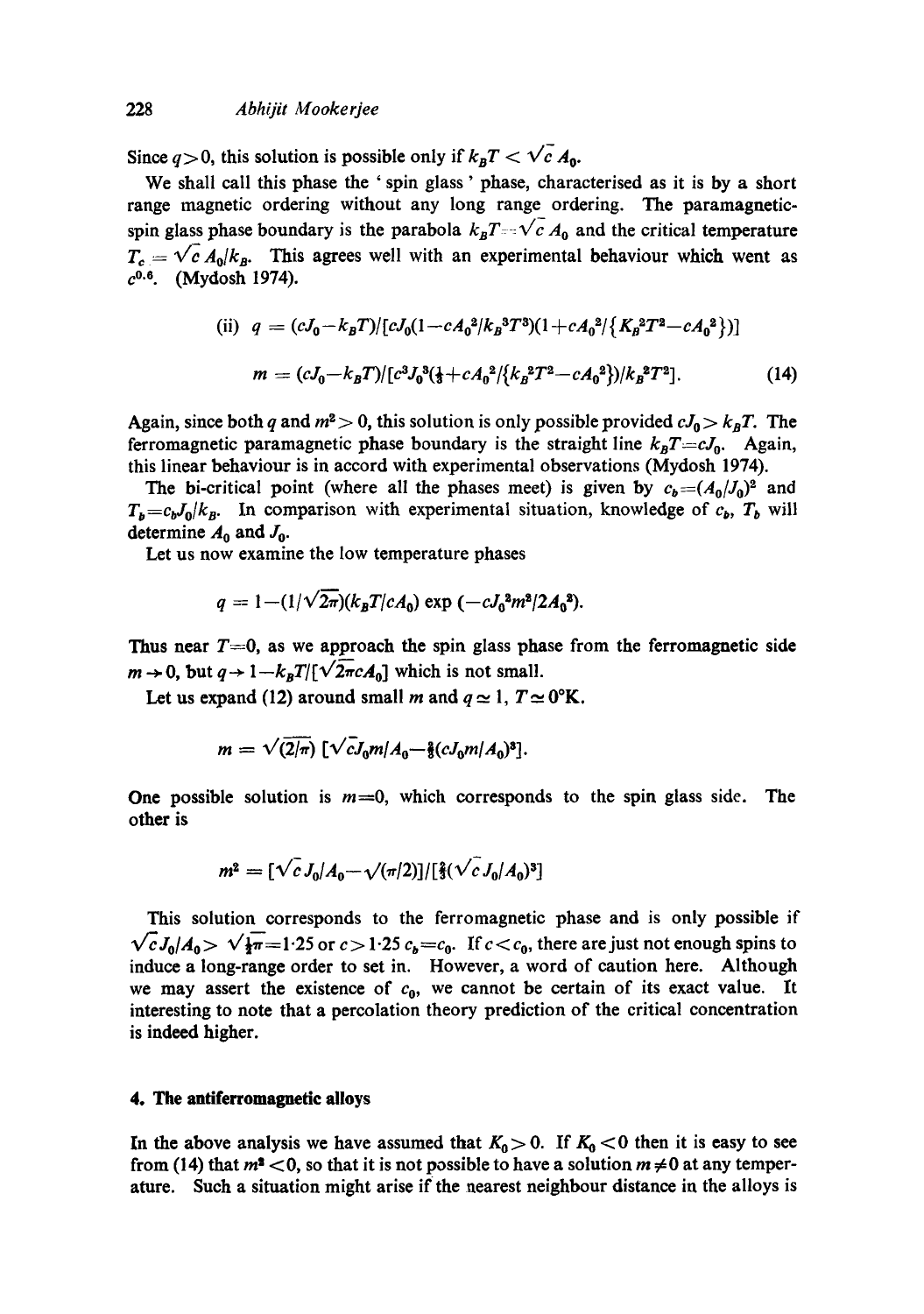Since $q > 0$, this solution is possible only if $k_B T < \sqrt{c}\, A_0$.

We shall call this phase the ' spin glass ' phase, characterised as it is by a short range magnetic ordering without any long range ordering. The paramagnetic-spin glass phase boundary is the parabola $k_B T = \sqrt{c}\, A_0$ and the critical temperature $T_c = \sqrt{c}\, A_0 / k_B$. This agrees well with an experimental behaviour which went as $c^{0.6}$. (Mydosh 1974).

$$\text{(ii)}\quad q = (cJ_0 - k_B T)/[cJ_0(1 - cA_0^2/k_B^3 T^3)(1 + cA_0^2/\{K_B^2 T^2 - cA_0^2\})]$$

$$m = (cJ_0 - k_B T)/[c^3 J_0^3(\tfrac{1}{3} + cA_0^2/\{k_B^2 T^2 - cA_0^2\})/k_B^2 T^2]. \tag{14}$$

Again, since both $q$ and $m^2 > 0$, this solution is only possible provided $cJ_0 > k_B T$. The ferromagnetic paramagnetic phase boundary is the straight line $k_B T = cJ_0$. Again, this linear behaviour is in accord with experimental observations (Mydosh 1974).

The bi-critical point (where all the phases meet) is given by $c_b = (A_0/J_0)^2$ and $T_b = c_b J_0 / k_B$. In comparison with experimental situation, knowledge of $c_b$, $T_b$ will determine $A_0$ and $J_0$.

Let us now examine the low temperature phases

$$q = 1 - (1/\sqrt{2\pi})(k_B T / cA_0) \exp(-cJ_0^2 m^2 / 2A_0^2).$$

Thus near $T = 0$, as we approach the spin glass phase from the ferromagnetic side $m \to 0$, but $q \to 1 - k_B T / [\sqrt{2\pi} c A_0]$ which is not small.

Let us expand (12) around small $m$ and $q \simeq 1$, $T \simeq 0°\mathrm{K}$.

$$m = \sqrt{(2/\pi)}\, [\sqrt{c} J_0 m / A_0 - \tfrac{2}{3}(cJ_0 m / A_0)^3].$$

One possible solution is $m = 0$, which corresponds to the spin glass side. The other is

$$m^2 = [\sqrt{c}\, J_0/A_0 - \sqrt{(\pi/2)}]/[\tfrac{2}{3}(\sqrt{c}\, J_0/A_0)^3]$$

This solution corresponds to the ferromagnetic phase and is only possible if $\sqrt{c} J_0 / A_0 > \sqrt{\tfrac{1}{2}\pi} = 1{\cdot}25$ or $c > 1{\cdot}25\, c_b = c_0$. If $c < c_0$, there are just not enough spins to induce a long-range order to set in. However, a word of caution here. Although we may assert the existence of $c_0$, we cannot be certain of its exact value. It interesting to note that a percolation theory prediction of the critical concentration is indeed higher.

## 4. The antiferromagnetic alloys

In the above analysis we have assumed that $K_0 > 0$. If $K_0 < 0$ then it is easy to see from (14) that $m^2 < 0$, so that it is not possible to have a solution $m \neq 0$ at any temperature. Such a situation might arise if the nearest neighbour distance in the alloys is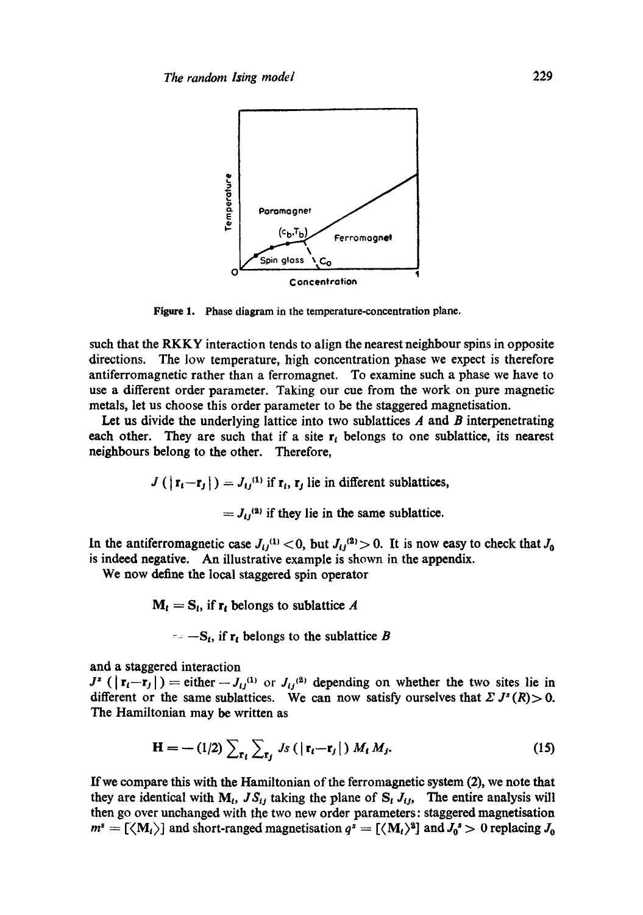Figure 1. Phase diagram in the temperature-concentration plane.

such that the RKKY interaction tends to align the nearest neighbour spins in opposite directions. The low temperature, high concentration phase we expect is therefore antiferromagnetic rather than a ferromagnet. To examine such a phase we have to use a different order parameter. Taking our cue from the work on pure magnetic metals, let us choose this order parameter to be the staggered magnetisation.

Let us divide the underlying lattice into two sublattices $A$ and $B$ interpenetrating each other. They are such that if a site $\mathbf{r}_i$ belongs to one sublattice, its nearest neighbours belong to the other. Therefore,

$$J\left(|\mathbf{r}_i-\mathbf{r}_j|\right) = J_{ij}^{(1)} \text{ if } \mathbf{r}_i, \mathbf{r}_j \text{ lie in different sublattices,}$$

$$= J_{ij}^{(2)} \text{ if they lie in the same sublattice.}$$

In the antiferromagnetic case $J_{ij}^{(1)} < 0$, but $J_{ij}^{(2)} > 0$. It is now easy to check that $J_0$ is indeed negative. An illustrative example is shown in the appendix.

We now define the local staggered spin operator

$$\mathbf{M}_i = \mathbf{S}_i, \text{ if } \mathbf{r}_i \text{ belongs to sublattice } A$$

$$= -\mathbf{S}_i, \text{ if } \mathbf{r}_i \text{ belongs to the sublattice } B$$

and a staggered interaction
$J^s\left(|\mathbf{r}_i-\mathbf{r}_j|\right)$ = either $-J_{ij}^{(1)}$ or $J_{ij}^{(2)}$ depending on whether the two sites lie in different or the same sublattices. We can now satisfy ourselves that $\Sigma J^s(R) > 0$. The Hamiltonian may be written as

$$\mathbf{H} = -(1/2)\sum_{\mathbf{r}_i}\sum_{\mathbf{r}_j} Js\left(|\mathbf{r}_i-\mathbf{r}_j|\right) M_i M_j. \tag{15}$$

If we compare this with the Hamiltonian of the ferromagnetic system (2), we note that they are identical with $\mathbf{M}_i$, $JS_{ij}$ taking the plane of $\mathbf{S}_i$ $J_{ij}$. The entire analysis will then go over unchanged with the two new order parameters: staggered magnetisation $m^s = [\langle \mathbf{M}_i \rangle]$ and short-ranged magnetisation $q^s = [\langle \mathbf{M}_i \rangle^2]$ and $J_0^s > 0$ replacing $J_0$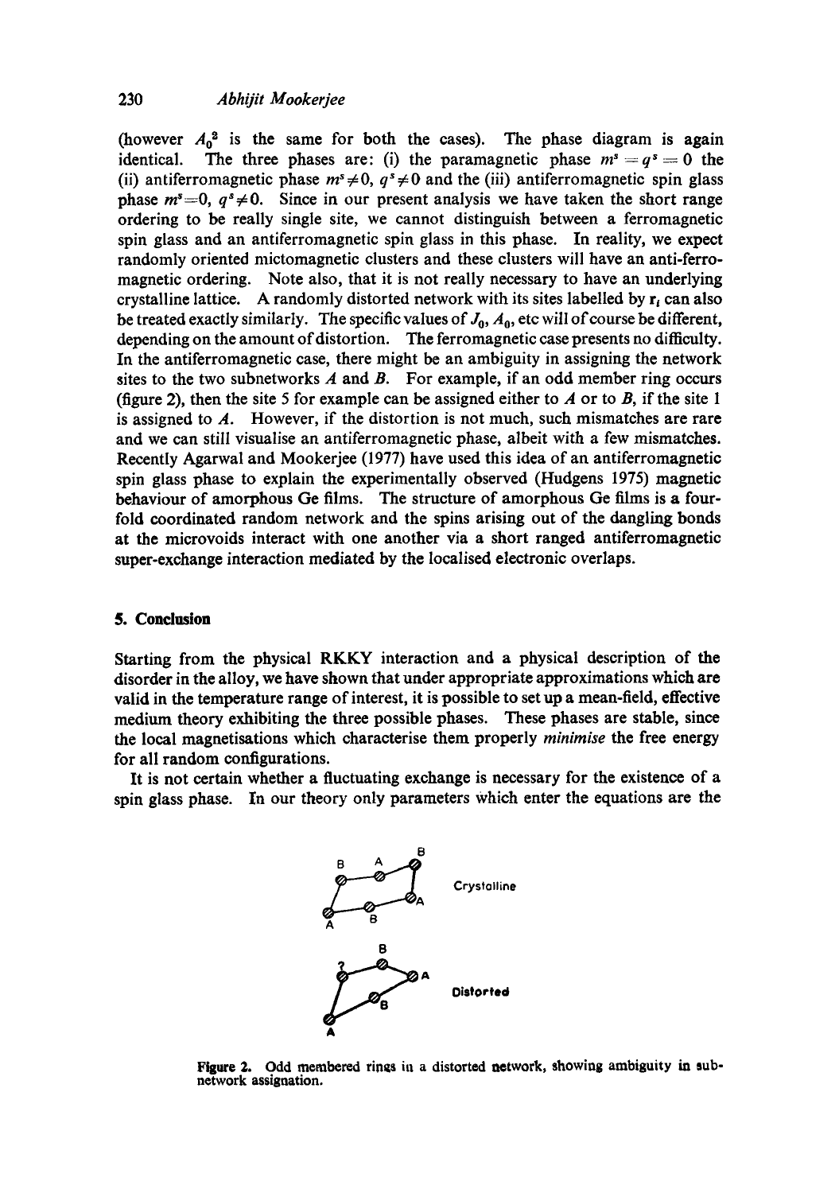(however $A_0^2$ is the same for both the cases). The phase diagram is again identical. The three phases are: (i) the paramagnetic phase $m^s = q^s = 0$ the (ii) antiferromagnetic phase $m^s \neq 0$, $q^s \neq 0$ and the (iii) antiferromagnetic spin glass phase $m^s = 0$, $q^s \neq 0$. Since in our present analysis we have taken the short range ordering to be really single site, we cannot distinguish between a ferromagnetic spin glass and an antiferromagnetic spin glass in this phase. In reality, we expect randomly oriented mictomagnetic clusters and these clusters will have an anti-ferromagnetic ordering. Note also, that it is not really necessary to have an underlying crystalline lattice. A randomly distorted network with its sites labelled by $\mathbf{r}_i$ can also be treated exactly similarly. The specific values of $J_0$, $A_0$, etc will of course be different, depending on the amount of distortion. The ferromagnetic case presents no difficulty. In the antiferromagnetic case, there might be an ambiguity in assigning the network sites to the two subnetworks $A$ and $B$. For example, if an odd member ring occurs (figure 2), then the site 5 for example can be assigned either to $A$ or to $B$, if the site 1 is assigned to $A$. However, if the distortion is not much, such mismatches are rare and we can still visualise an antiferromagnetic phase, albeit with a few mismatches. Recently Agarwal and Mookerjee (1977) have used this idea of an antiferromagnetic spin glass phase to explain the experimentally observed (Hudgens 1975) magnetic behaviour of amorphous Ge films. The structure of amorphous Ge films is a four-fold coordinated random network and the spins arising out of the dangling bonds at the microvoids interact with one another via a short ranged antiferromagnetic super-exchange interaction mediated by the localised electronic overlaps.

## 5. Conclusion

Starting from the physical RKKY interaction and a physical description of the disorder in the alloy, we have shown that under appropriate approximations which are valid in the temperature range of interest, it is possible to set up a mean-field, effective medium theory exhibiting the three possible phases. These phases are stable, since the local magnetisations which characterise them properly *minimise* the free energy for all random configurations.

It is not certain whether a fluctuating exchange is necessary for the existence of a spin glass phase. In our theory only parameters which enter the equations are the

**Figure 2.** Odd membered rings in a distorted network, showing ambiguity in subnetwork assignation.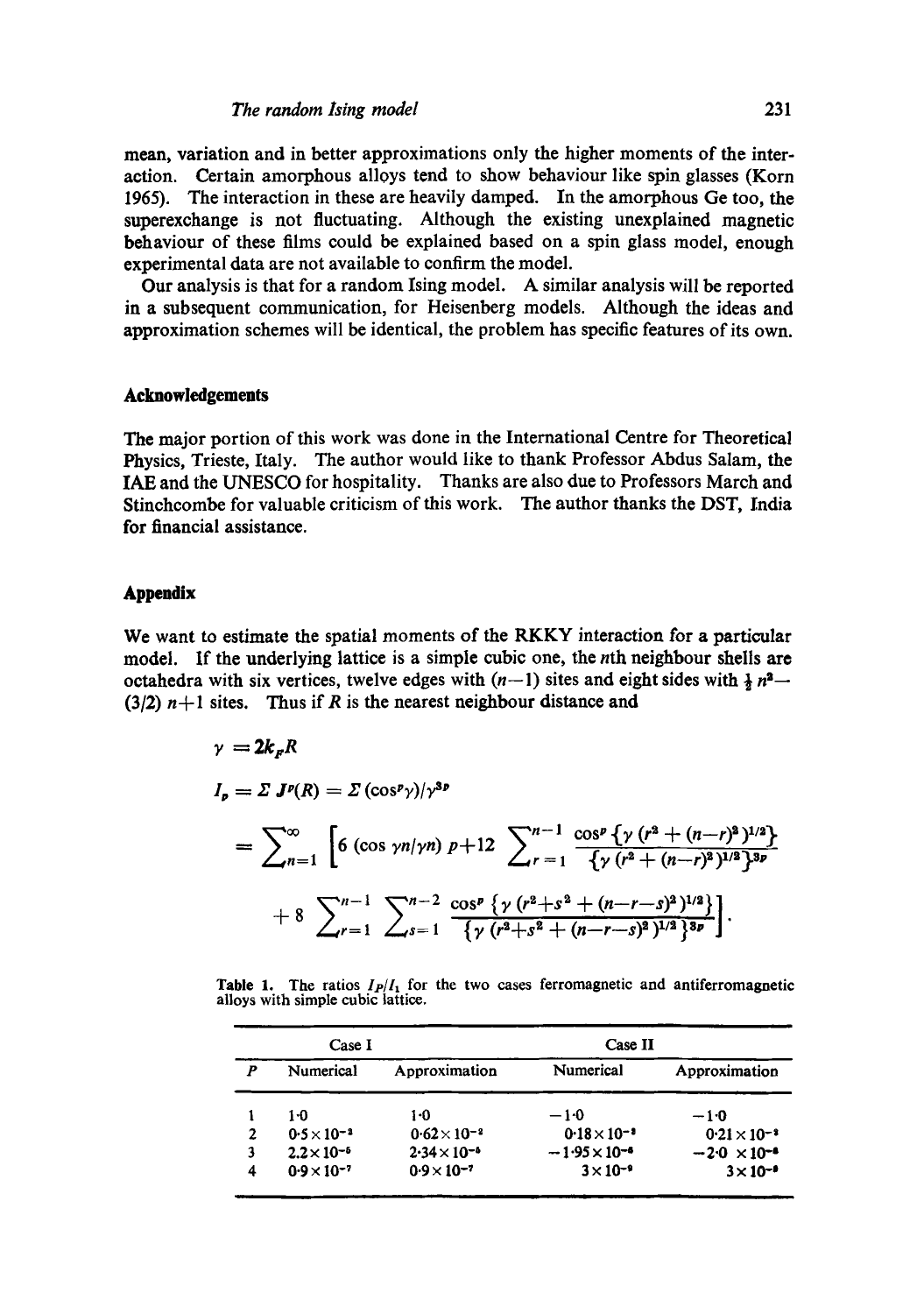mean, variation and in better approximations only the higher moments of the interaction. Certain amorphous alloys tend to show behaviour like spin glasses (Korn 1965). The interaction in these are heavily damped. In the amorphous Ge too, the superexchange is not fluctuating. Although the existing unexplained magnetic behaviour of these films could be explained based on a spin glass model, enough experimental data are not available to confirm the model.

Our analysis is that for a random Ising model. A similar analysis will be reported in a subsequent communication, for Heisenberg models. Although the ideas and approximation schemes will be identical, the problem has specific features of its own.

## Acknowledgements

The major portion of this work was done in the International Centre for Theoretical Physics, Trieste, Italy. The author would like to thank Professor Abdus Salam, the IAE and the UNESCO for hospitality. Thanks are also due to Professors March and Stinchcombe for valuable criticism of this work. The author thanks the DST, India for financial assistance.

## Appendix

We want to estimate the spatial moments of the RKKY interaction for a particular model. If the underlying lattice is a simple cubic one, the $n$th neighbour shells are octahedra with six vertices, twelve edges with $(n-1)$ sites and eight sides with $\frac{1}{2}n^2-(3/2)\,n+1$ sites. Thus if $R$ is the nearest neighbour distance and

$$\gamma = 2k_F R$$

$$I_p = \Sigma\, J^p(R) = \Sigma\, (\cos^p \gamma)/\gamma^{3p}$$

$$= \sum_{n=1}^{\infty} \left[ 6\,(\cos \gamma n/\gamma n)\; p + 12 \sum_{r=1}^{n-1} \frac{\cos^p\{\gamma\,(r^2+(n-r)^2)^{1/2}\}}{\{\gamma\,(r^2+(n-r)^2)^{1/2}\}^{3p}} + 8 \sum_{r=1}^{n-1} \sum_{s=1}^{n-2} \frac{\cos^p\{\gamma\,(r^2+s^2+(n-r-s)^2)^{1/2}\}}{\{\gamma\,(r^2+s^2+(n-r-s)^2)^{1/2}\}^{3p}} \right].$$

Table 1. The ratios $I_P/I_1$ for the two cases ferromagnetic and antiferromagnetic alloys with simple cubic lattice.

| | Case I | | Case II | |
|---|---|---|---|---|
| $P$ | Numerical | Approximation | Numerical | Approximation |
| 1 | 1·0 | 1·0 | $-1{\cdot}0$ | $-1{\cdot}0$ |
| 2 | $0{\cdot}5\times10^{-2}$ | $0{\cdot}62\times10^{-2}$ | $0{\cdot}18\times10^{-2}$ | $0{\cdot}21\times10^{-2}$ |
| 3 | $2.2\times10^{-5}$ | $2{\cdot}34\times10^{-5}$ | $-1{\cdot}95\times10^{-6}$ | $-2{\cdot}0\times10^{-6}$ |
| 4 | $0{\cdot}9\times10^{-7}$ | $0{\cdot}9\times10^{-7}$ | $3\times10^{-9}$ | $3\times10^{-9}$ |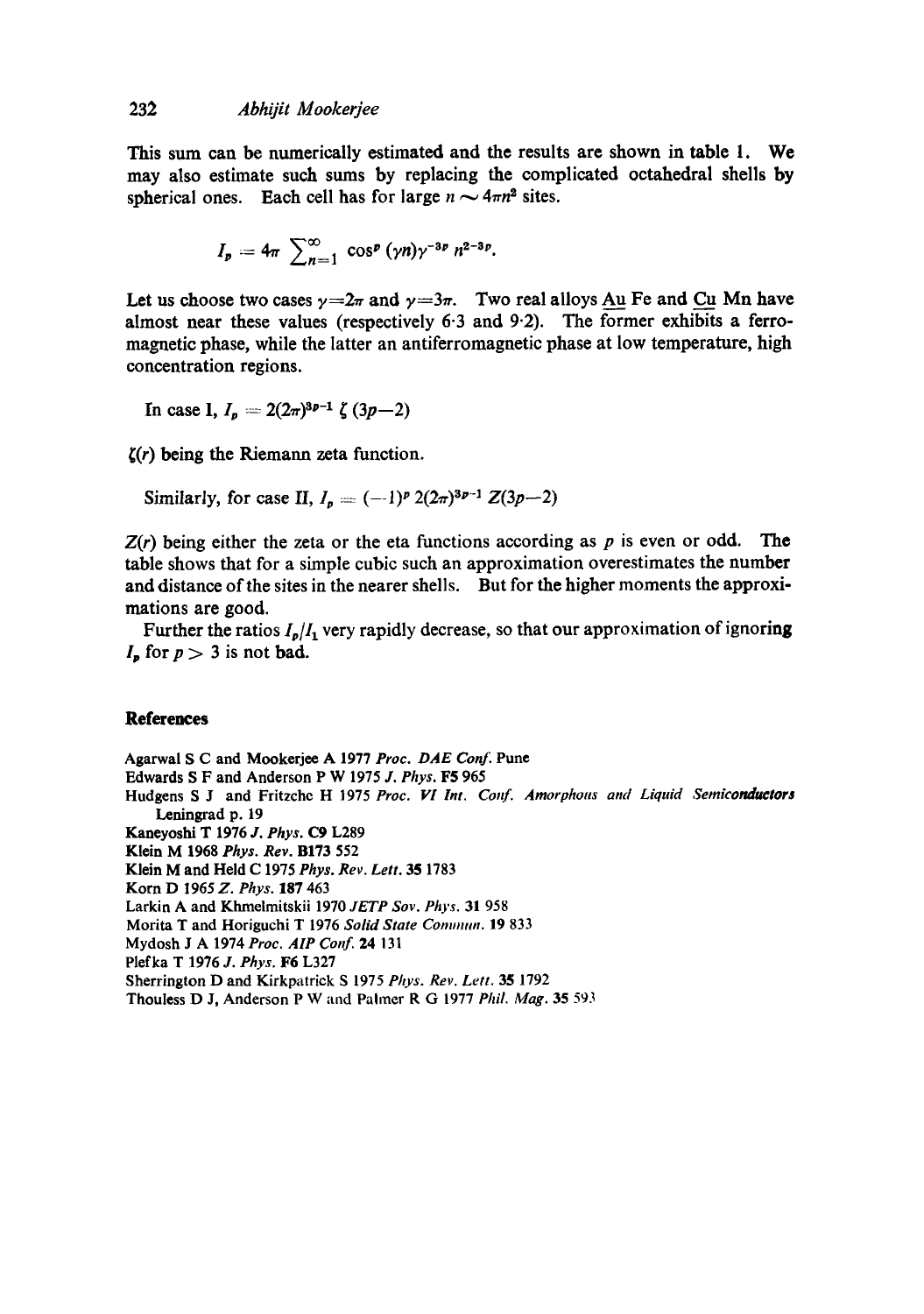This sum can be numerically estimated and the results are shown in table 1. We may also estimate such sums by replacing the complicated octahedral shells by spherical ones. Each cell has for large $n \sim 4\pi n^2$ sites.

$$I_p = 4\pi \sum_{n=1}^{\infty} \cos^p(\gamma n)\gamma^{-3p} n^{2-3p}.$$

Let us choose two cases $\gamma = 2\pi$ and $\gamma = 3\pi$. Two real alloys Au Fe and Cu Mn have almost near these values (respectively 6·3 and 9·2). The former exhibits a ferromagnetic phase, while the latter an antiferromagnetic phase at low temperature, high concentration regions.

In case I, $I_p = 2(2\pi)^{3p-1}\, \zeta(3p-2)$

$\zeta(r)$ being the Riemann zeta function.

Similarly, for case II, $I_p = (-1)^p\, 2(2\pi)^{3p-1}\, Z(3p-2)$

$Z(r)$ being either the zeta or the eta functions according as $p$ is even or odd. The table shows that for a simple cubic such an approximation overestimates the number and distance of the sites in the nearer shells. But for the higher moments the approximations are good.

Further the ratios $I_p/I_1$ very rapidly decrease, so that our approximation of ignoring $I_p$ for $p > 3$ is not bad.

## References

Agarwal S C and Mookerjee A 1977 *Proc. DAE Conf.* Pune

Edwards S F and Anderson P W 1975 *J. Phys.* **F5** 965

Hudgens S J and Fritzche H 1975 *Proc. VI Int. Conf. Amorphous and Liquid Semiconductors* Leningrad p. 19

Kaneyoshi T 1976 *J. Phys.* **C9** L289

Klein M 1968 *Phys. Rev.* **B173** 552

Klein M and Held C 1975 *Phys. Rev. Lett.* **35** 1783

Korn D 1965 *Z. Phys.* **187** 463

Larkin A and Khmelmitskii 1970 *JETP Sov. Phys.* **31** 958

Morita T and Horiguchi T 1976 *Solid State Commun.* **19** 833

Mydosh J A 1974 *Proc. AIP Conf.* **24** 131

Plefka T 1976 *J. Phys.* **F6** L327

Sherrington D and Kirkpatrick S 1975 *Phys. Rev. Lett.* **35** 1792

Thouless D J, Anderson P W and Palmer R G 1977 *Phil. Mag.* **35** 593